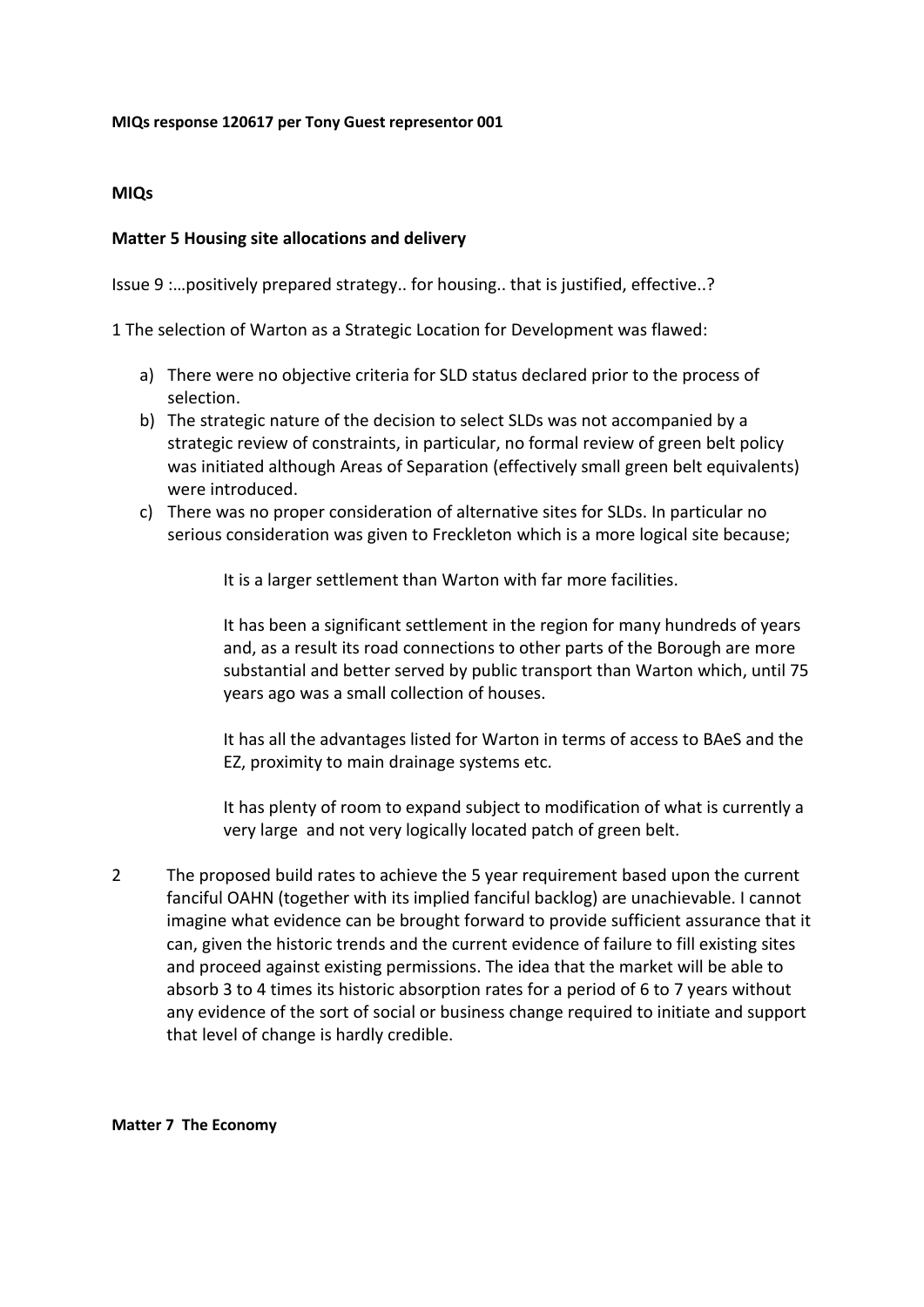**MIQs response 120617 per Tony Guest representor 001**

**MIQs**

**Matter 5 Housing site allocations and delivery**

Issue 9 :…positively prepared strategy.. for housing.. that is justified, effective..?

1 The selection of Warton as a Strategic Location for Development was flawed:

a) There were no objective criteria for SLD status declared prior to the process of selection.
b) The strategic nature of the decision to select SLDs was not accompanied by a strategic review of constraints, in particular, no formal review of green belt policy was initiated although Areas of Separation (effectively small green belt equivalents) were introduced.
c) There was no proper consideration of alternative sites for SLDs. In particular no serious consideration was given to Freckleton which is a more logical site because;

    It is a larger settlement than Warton with far more facilities.

    It has been a significant settlement in the region for many hundreds of years and, as a result its road connections to other parts of the Borough are more substantial and better served by public transport than Warton which, until 75 years ago was a small collection of houses.

    It has all the advantages listed for Warton in terms of access to BAeS and the EZ, proximity to main drainage systems etc.

    It has plenty of room to expand subject to modification of what is currently a very large and not very logically located patch of green belt.

2 The proposed build rates to achieve the 5 year requirement based upon the current fanciful OAHN (together with its implied fanciful backlog) are unachievable. I cannot imagine what evidence can be brought forward to provide sufficient assurance that it can, given the historic trends and the current evidence of failure to fill existing sites and proceed against existing permissions. The idea that the market will be able to absorb 3 to 4 times its historic absorption rates for a period of 6 to 7 years without any evidence of the sort of social or business change required to initiate and support that level of change is hardly credible.

**Matter 7 The Economy**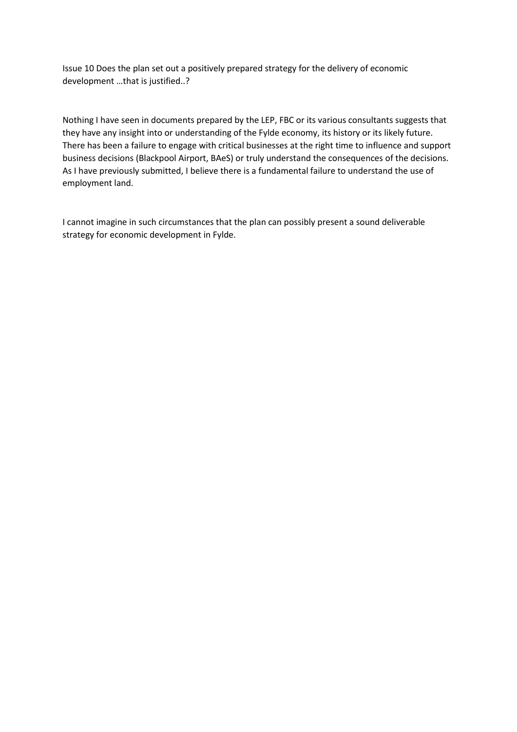Issue 10 Does the plan set out a positively prepared strategy for the delivery of economic development …that is justified..?

Nothing I have seen in documents prepared by the LEP, FBC or its various consultants suggests that they have any insight into or understanding of the Fylde economy, its history or its likely future. There has been a failure to engage with critical businesses at the right time to influence and support business decisions (Blackpool Airport, BAeS) or truly understand the consequences of the decisions. As I have previously submitted, I believe there is a fundamental failure to understand the use of employment land.

I cannot imagine in such circumstances that the plan can possibly present a sound deliverable strategy for economic development in Fylde.